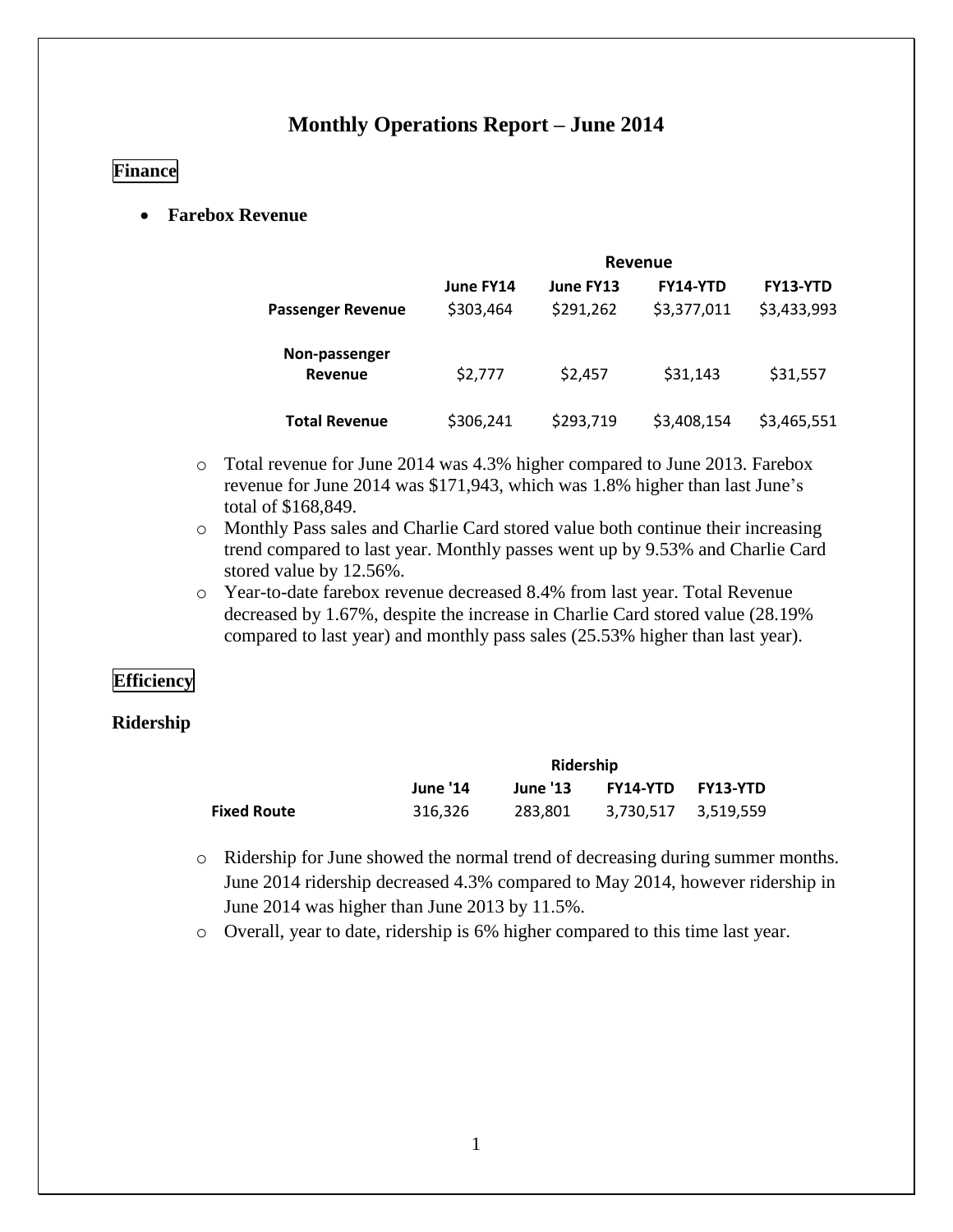# Monthly Operations Report – June 2014

## Finance

- **Farebox Revenue**

| | Revenue | | | |
|---|---|---|---|---|
| | **June FY14** | **June FY13** | **FY14-YTD** | **FY13-YTD** |
| **Passenger Revenue** | $303,464 | $291,262 | $3,377,011 | $3,433,993 |
| **Non-passenger Revenue** | $2,777 | $2,457 | $31,143 | $31,557 |
| **Total Revenue** | $306,241 | $293,719 | $3,408,154 | $3,465,551 |

- Total revenue for June 2014 was 4.3% higher compared to June 2013. Farebox revenue for June 2014 was $171,943, which was 1.8% higher than last June's total of $168,849.
- Monthly Pass sales and Charlie Card stored value both continue their increasing trend compared to last year. Monthly passes went up by 9.53% and Charlie Card stored value by 12.56%.
- Year-to-date farebox revenue decreased 8.4% from last year. Total Revenue decreased by 1.67%, despite the increase in Charlie Card stored value (28.19% compared to last year) and monthly pass sales (25.53% higher than last year).

## Efficiency

### Ridership

| | Ridership | | | |
|---|---|---|---|---|
| | **June '14** | **June '13** | **FY14-YTD** | **FY13-YTD** |
| **Fixed Route** | 316,326 | 283,801 | 3,730,517 | 3,519,559 |

- Ridership for June showed the normal trend of decreasing during summer months. June 2014 ridership decreased 4.3% compared to May 2014, however ridership in June 2014 was higher than June 2013 by 11.5%.
- Overall, year to date, ridership is 6% higher compared to this time last year.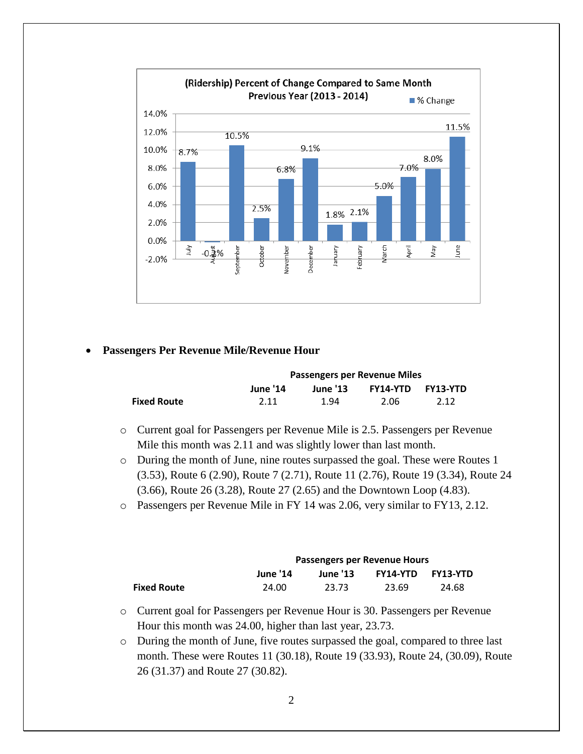**(Ridership) Percent of Change Compared to Same Month Previous Year (2013 - 2014)**

| Month | % Change |
|---|---|
| July | 8.7% |
| August | -0.2% |
| September | 10.5% |
| October | 2.5% |
| November | 6.8% |
| December | 9.1% |
| January | 1.8% |
| February | 2.1% |
| March | 5.0% |
| April | 7.0% |
| May | 8.0% |
| June | 11.5% |

- **Passengers Per Revenue Mile/Revenue Hour**

| | Passengers per Revenue Miles | | | |
|---|---|---|---|---|
| | June '14 | June '13 | FY14-YTD | FY13-YTD |
| **Fixed Route** | 2.11 | 1.94 | 2.06 | 2.12 |

- Current goal for Passengers per Revenue Mile is 2.5. Passengers per Revenue Mile this month was 2.11 and was slightly lower than last month.
- During the month of June, nine routes surpassed the goal. These were Routes 1 (3.53), Route 6 (2.90), Route 7 (2.71), Route 11 (2.76), Route 19 (3.34), Route 24 (3.66), Route 26 (3.28), Route 27 (2.65) and the Downtown Loop (4.83).
- Passengers per Revenue Mile in FY 14 was 2.06, very similar to FY13, 2.12.

| | Passengers per Revenue Hours | | | |
|---|---|---|---|---|
| | June '14 | June '13 | FY14-YTD | FY13-YTD |
| **Fixed Route** | 24.00 | 23.73 | 23.69 | 24.68 |

- Current goal for Passengers per Revenue Hour is 30. Passengers per Revenue Hour this month was 24.00, higher than last year, 23.73.
- During the month of June, five routes surpassed the goal, compared to three last month. These were Routes 11 (30.18), Route 19 (33.93), Route 24, (30.09), Route 26 (31.37) and Route 27 (30.82).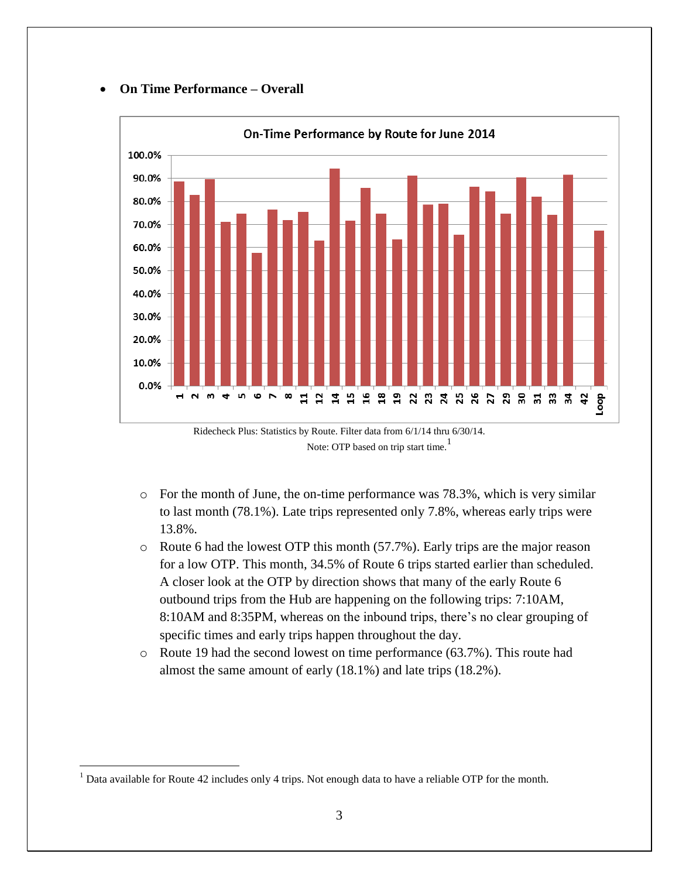- **On Time Performance – Overall**

Ridecheck Plus: Statistics by Route. Filter data from 6/1/14 thru 6/30/14.

Note: OTP based on trip start time.[1]

   - For the month of June, the on-time performance was 78.3%, which is very similar to last month (78.1%). Late trips represented only 7.8%, whereas early trips were 13.8%.
   - Route 6 had the lowest OTP this month (57.7%). Early trips are the major reason for a low OTP. This month, 34.5% of Route 6 trips started earlier than scheduled. A closer look at the OTP by direction shows that many of the early Route 6 outbound trips from the Hub are happening on the following trips: 7:10AM, 8:10AM and 8:35PM, whereas on the inbound trips, there's no clear grouping of specific times and early trips happen throughout the day.
   - Route 19 had the second lowest on time performance (63.7%). This route had almost the same amount of early (18.1%) and late trips (18.2%).

[1] Data available for Route 42 includes only 4 trips. Not enough data to have a reliable OTP for the month.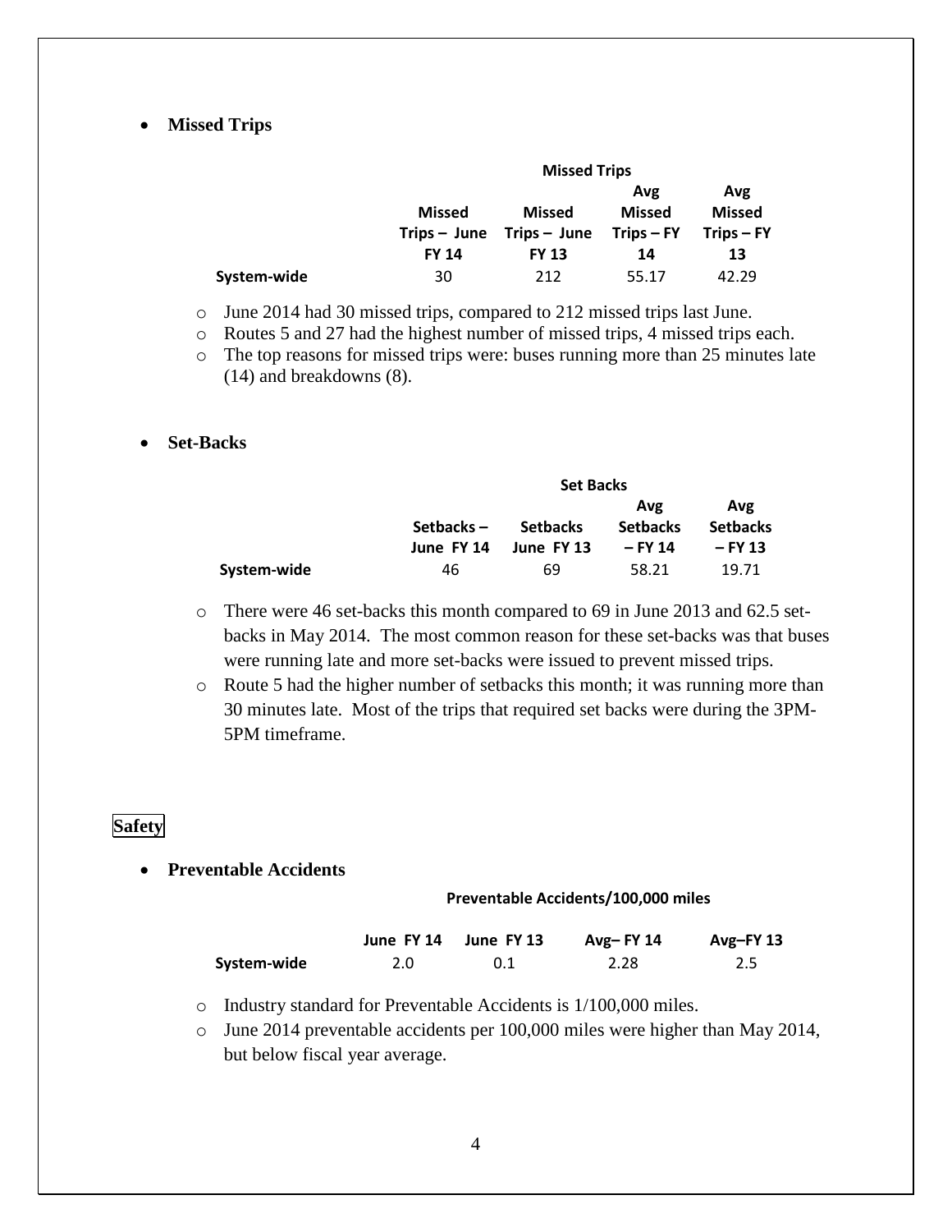- **Missed Trips**

| | Missed Trips | | | |
|---|---|---|---|---|
| | Missed Trips – June FY 14 | Missed Trips – June FY 13 | Avg Missed Trips – FY 14 | Avg Missed Trips – FY 13 |
| System-wide | 30 | 212 | 55.17 | 42.29 |

  - June 2014 had 30 missed trips, compared to 212 missed trips last June.
  - Routes 5 and 27 had the highest number of missed trips, 4 missed trips each.
  - The top reasons for missed trips were: buses running more than 25 minutes late (14) and breakdowns (8).

- **Set-Backs**

| | Set Backs | | | |
|---|---|---|---|---|
| | Setbacks – June FY 14 | Setbacks June FY 13 | Avg Setbacks – FY 14 | Avg Setbacks – FY 13 |
| System-wide | 46 | 69 | 58.21 | 19.71 |

  - There were 46 set-backs this month compared to 69 in June 2013 and 62.5 set-backs in May 2014. The most common reason for these set-backs was that buses were running late and more set-backs were issued to prevent missed trips.
  - Route 5 had the higher number of setbacks this month; it was running more than 30 minutes late. Most of the trips that required set backs were during the 3PM-5PM timeframe.

## Safety

- **Preventable Accidents**

| | Preventable Accidents/100,000 miles | | | |
|---|---|---|---|---|
| | June FY 14 | June FY 13 | Avg– FY 14 | Avg–FY 13 |
| System-wide | 2.0 | 0.1 | 2.28 | 2.5 |

  - Industry standard for Preventable Accidents is 1/100,000 miles.
  - June 2014 preventable accidents per 100,000 miles were higher than May 2014, but below fiscal year average.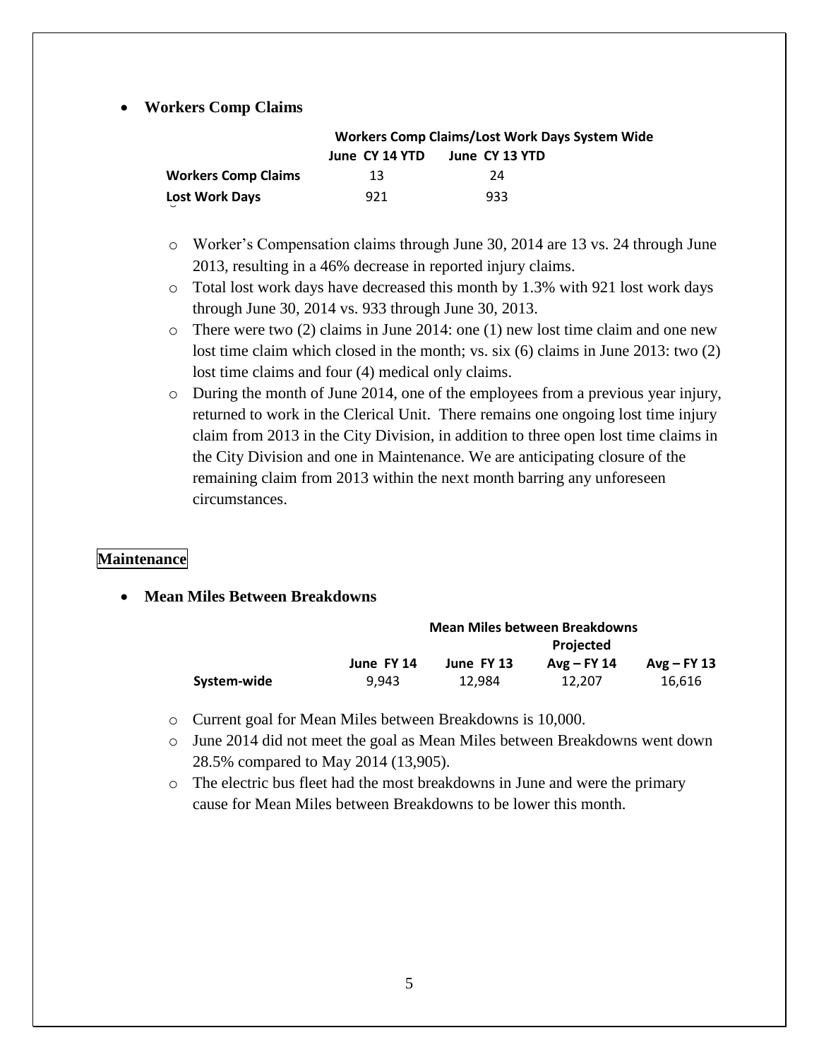- **Workers Comp Claims**

| Workers Comp Claims/Lost Work Days System Wide | | |
|---|---|---|
| | June CY 14 YTD | June CY 13 YTD |
| **Workers Comp Claims** | 13 | 24 |
| **Lost Work Days** | 921 | 933 |

  - Worker's Compensation claims through June 30, 2014 are 13 vs. 24 through June 2013, resulting in a 46% decrease in reported injury claims.
  - Total lost work days have decreased this month by 1.3% with 921 lost work days through June 30, 2014 vs. 933 through June 30, 2013.
  - There were two (2) claims in June 2014: one (1) new lost time claim and one new lost time claim which closed in the month; vs. six (6) claims in June 2013: two (2) lost time claims and four (4) medical only claims.
  - During the month of June 2014, one of the employees from a previous year injury, returned to work in the Clerical Unit. There remains one ongoing lost time injury claim from 2013 in the City Division, in addition to three open lost time claims in the City Division and one in Maintenance. We are anticipating closure of the remaining claim from 2013 within the next month barring any unforeseen circumstances.

## Maintenance

- **Mean Miles Between Breakdowns**

| Mean Miles between Breakdowns | | | | |
|---|---|---|---|---|
| | June FY 14 | June FY 13 | Projected Avg – FY 14 | Avg – FY 13 |
| **System-wide** | 9,943 | 12,984 | 12,207 | 16,616 |

  - Current goal for Mean Miles between Breakdowns is 10,000.
  - June 2014 did not meet the goal as Mean Miles between Breakdowns went down 28.5% compared to May 2014 (13,905).
  - The electric bus fleet had the most breakdowns in June and were the primary cause for Mean Miles between Breakdowns to be lower this month.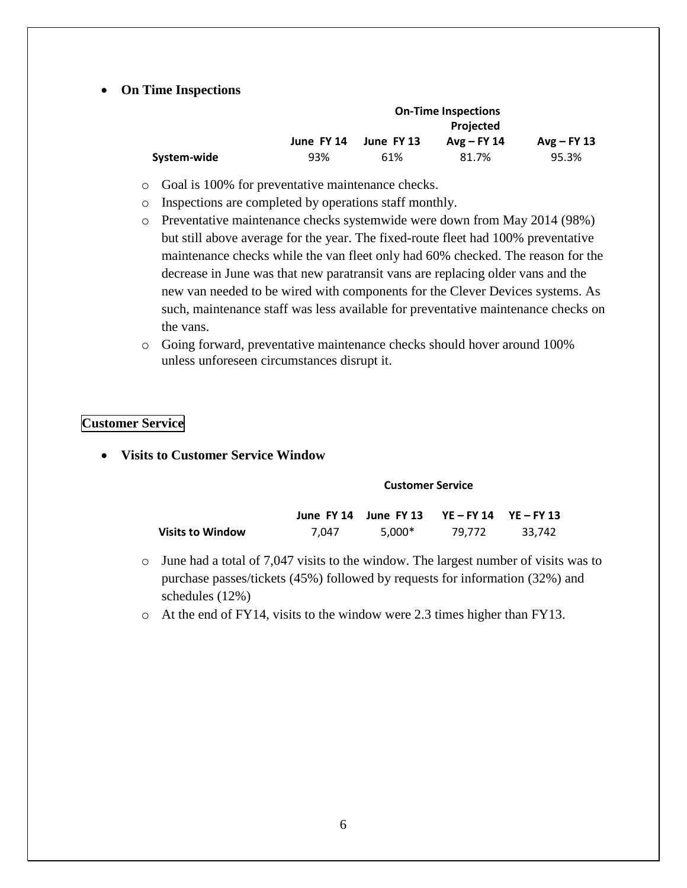- **On Time Inspections**

| | On-Time Inspections | | | |
|---|---|---|---|---|
| | June FY 14 | June FY 13 | Projected Avg – FY 14 | Avg – FY 13 |
| System-wide | 93% | 61% | 81.7% | 95.3% |

  - Goal is 100% for preventative maintenance checks.
  - Inspections are completed by operations staff monthly.
  - Preventative maintenance checks systemwide were down from May 2014 (98%) but still above average for the year. The fixed-route fleet had 100% preventative maintenance checks while the van fleet only had 60% checked. The reason for the decrease in June was that new paratransit vans are replacing older vans and the new van needed to be wired with components for the Clever Devices systems. As such, maintenance staff was less available for preventative maintenance checks on the vans.
  - Going forward, preventative maintenance checks should hover around 100% unless unforeseen circumstances disrupt it.

## Customer Service

- **Visits to Customer Service Window**

| | Customer Service | | | |
|---|---|---|---|---|
| | June FY 14 | June FY 13 | YE – FY 14 | YE – FY 13 |
| Visits to Window | 7,047 | 5,000* | 79,772 | 33,742 |

  - June had a total of 7,047 visits to the window. The largest number of visits was to purchase passes/tickets (45%) followed by requests for information (32%) and schedules (12%)
  - At the end of FY14, visits to the window were 2.3 times higher than FY13.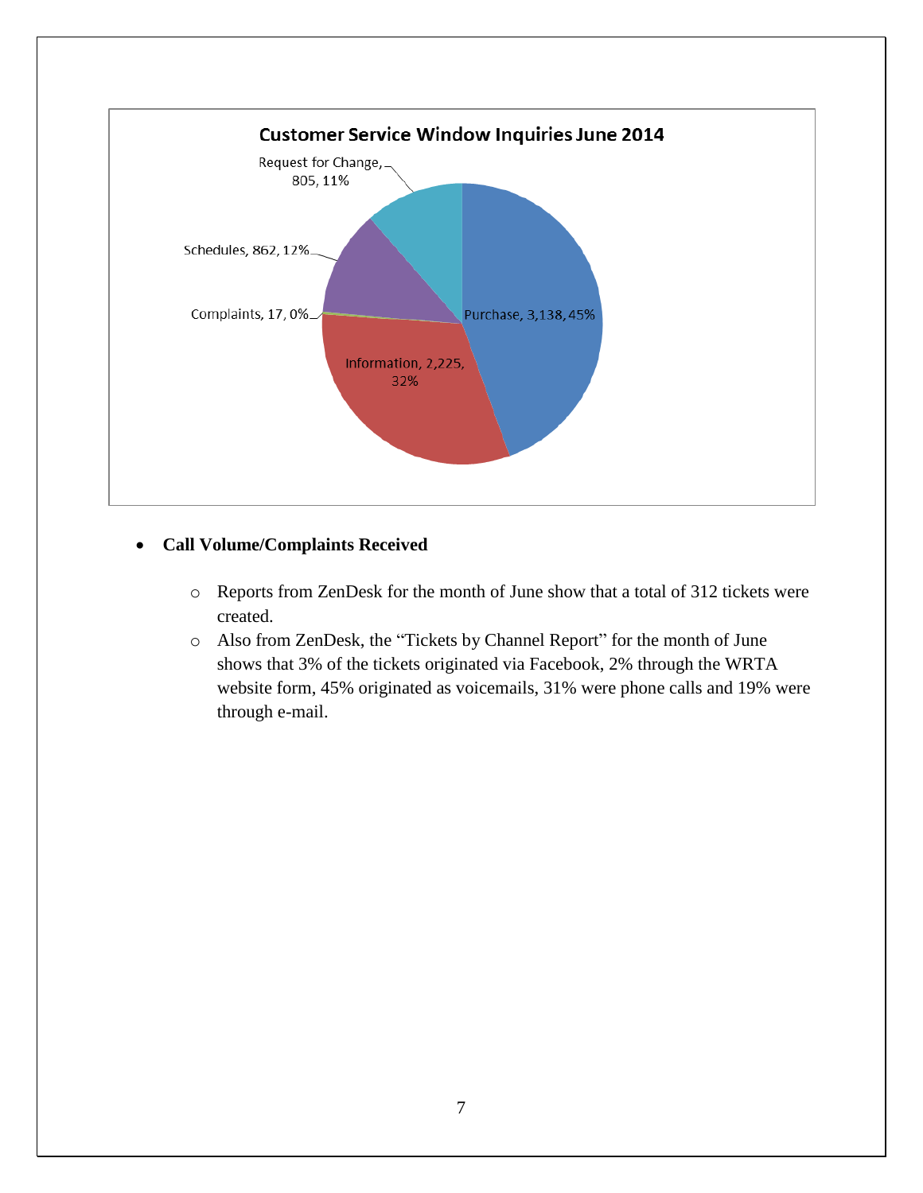Customer Service Window Inquiries June 2014

Request for Change, 805, 11%

Schedules, 862, 12%

Complaints, 17, 0%

Information, 2,225, 32%

Purchase, 3,138, 45%

- **Call Volume/Complaints Received**
  - Reports from ZenDesk for the month of June show that a total of 312 tickets were created.
  - Also from ZenDesk, the "Tickets by Channel Report" for the month of June shows that 3% of the tickets originated via Facebook, 2% through the WRTA website form, 45% originated as voicemails, 31% were phone calls and 19% were through e-mail.